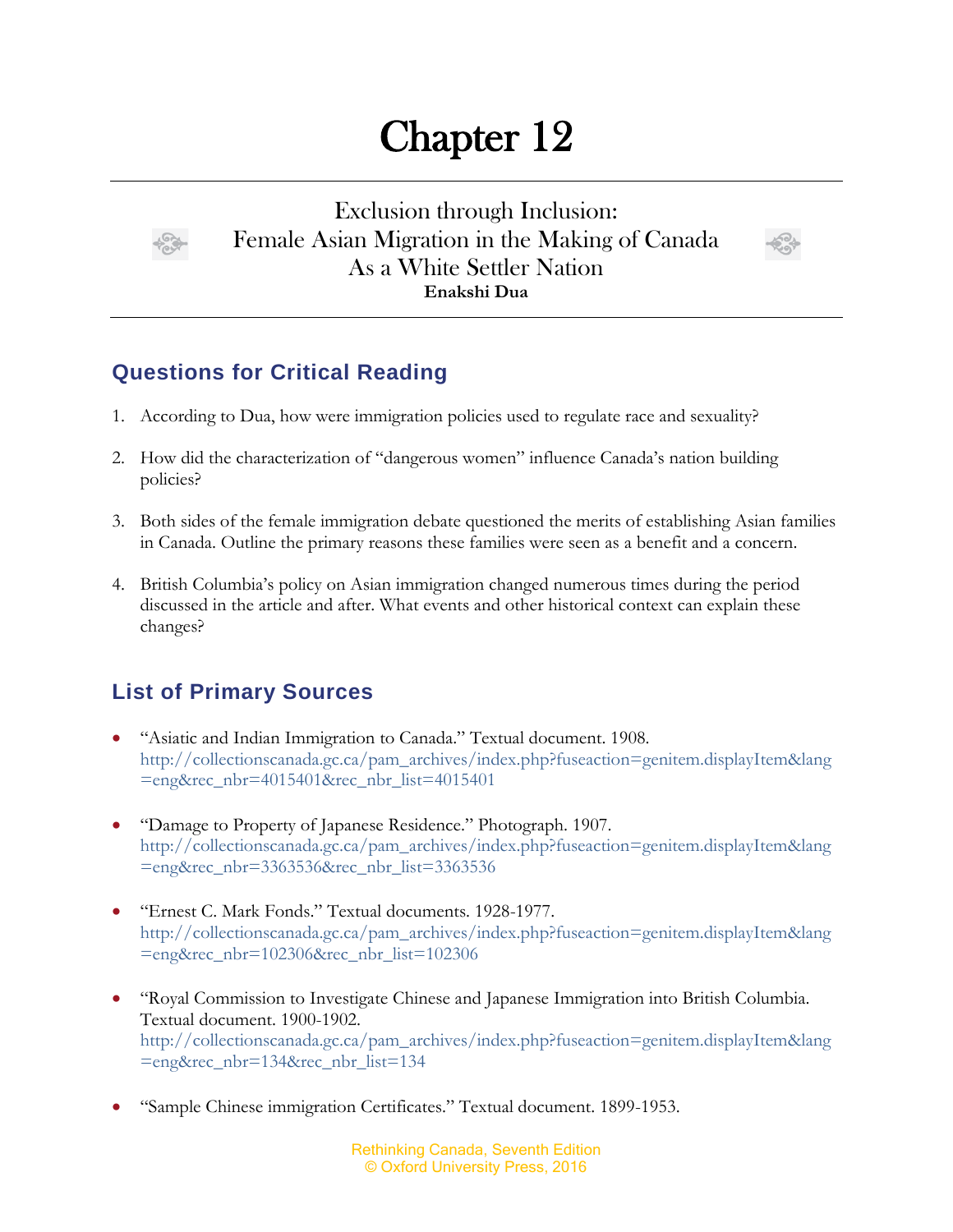# Chapter 12

## Exclusion through Inclusion: Female Asian Migration in the Making of Canada As a White Settler Nation

**Enakshi Dua**

## Questions for Critical Reading

1. According to Dua, how were immigration policies used to regulate race and sexuality?

2. How did the characterization of "dangerous women" influence Canada's nation building policies?

3. Both sides of the female immigration debate questioned the merits of establishing Asian families in Canada. Outline the primary reasons these families were seen as a benefit and a concern.

4. British Columbia's policy on Asian immigration changed numerous times during the period discussed in the article and after. What events and other historical context can explain these changes?

## List of Primary Sources

- "Asiatic and Indian Immigration to Canada." Textual document. 1908. http://collectionscanada.gc.ca/pam_archives/index.php?fuseaction=genitem.displayItem&lang=eng&rec_nbr=4015401&rec_nbr_list=4015401

- "Damage to Property of Japanese Residence." Photograph. 1907. http://collectionscanada.gc.ca/pam_archives/index.php?fuseaction=genitem.displayItem&lang=eng&rec_nbr=3363536&rec_nbr_list=3363536

- "Ernest C. Mark Fonds." Textual documents. 1928-1977. http://collectionscanada.gc.ca/pam_archives/index.php?fuseaction=genitem.displayItem&lang=eng&rec_nbr=102306&rec_nbr_list=102306

- "Royal Commission to Investigate Chinese and Japanese Immigration into British Columbia. Textual document. 1900-1902. http://collectionscanada.gc.ca/pam_archives/index.php?fuseaction=genitem.displayItem&lang=eng&rec_nbr=134&rec_nbr_list=134

- "Sample Chinese immigration Certificates." Textual document. 1899-1953.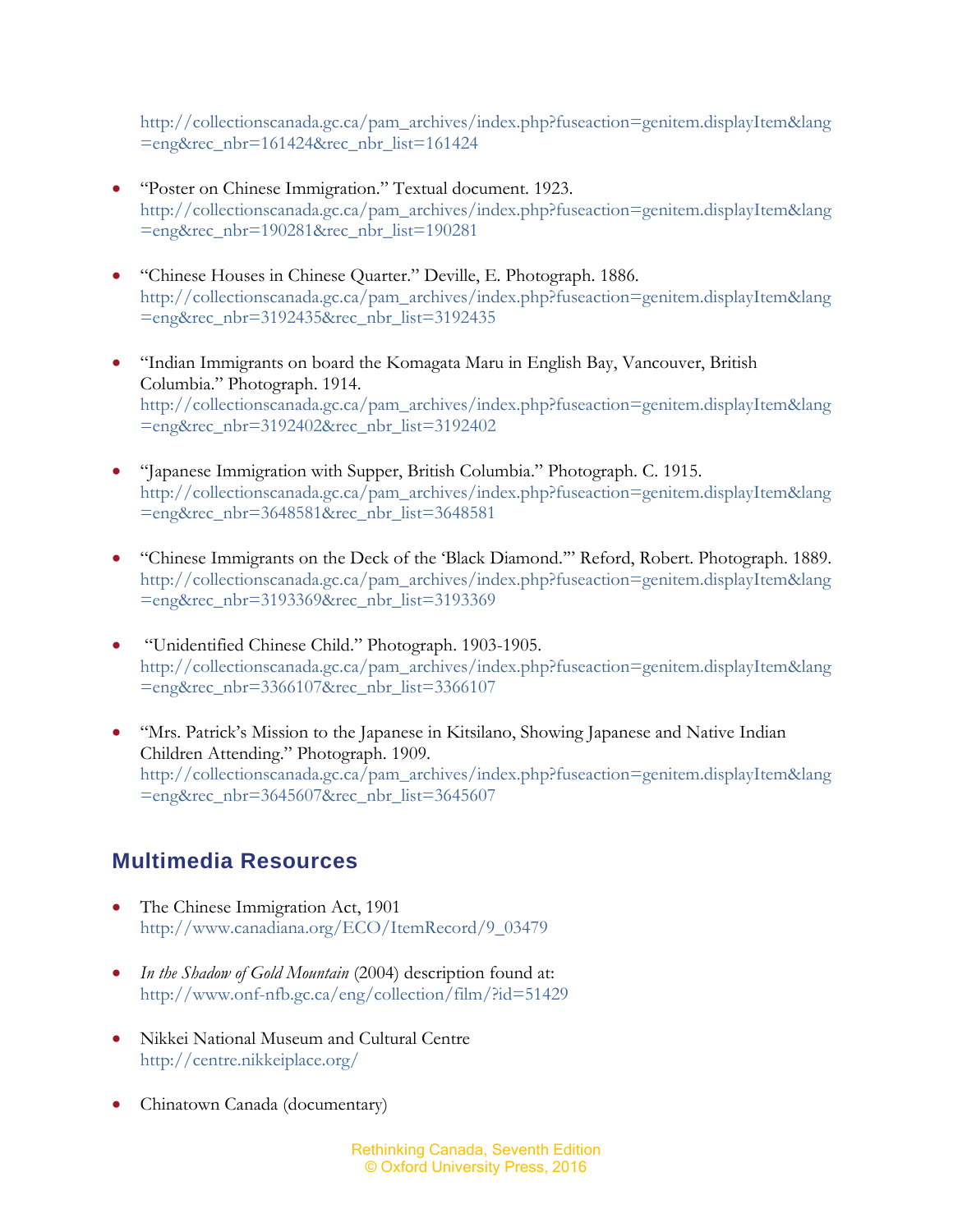http://collectionscanada.gc.ca/pam_archives/index.php?fuseaction=genitem.displayItem&lang=eng&rec_nbr=161424&rec_nbr_list=161424

- "Poster on Chinese Immigration." Textual document. 1923. http://collectionscanada.gc.ca/pam_archives/index.php?fuseaction=genitem.displayItem&lang=eng&rec_nbr=190281&rec_nbr_list=190281

- "Chinese Houses in Chinese Quarter." Deville, E. Photograph. 1886. http://collectionscanada.gc.ca/pam_archives/index.php?fuseaction=genitem.displayItem&lang=eng&rec_nbr=3192435&rec_nbr_list=3192435

- "Indian Immigrants on board the Komagata Maru in English Bay, Vancouver, British Columbia." Photograph. 1914. http://collectionscanada.gc.ca/pam_archives/index.php?fuseaction=genitem.displayItem&lang=eng&rec_nbr=3192402&rec_nbr_list=3192402

- "Japanese Immigration with Supper, British Columbia." Photograph. C. 1915. http://collectionscanada.gc.ca/pam_archives/index.php?fuseaction=genitem.displayItem&lang=eng&rec_nbr=3648581&rec_nbr_list=3648581

- "Chinese Immigrants on the Deck of the 'Black Diamond.'" Reford, Robert. Photograph. 1889. http://collectionscanada.gc.ca/pam_archives/index.php?fuseaction=genitem.displayItem&lang=eng&rec_nbr=3193369&rec_nbr_list=3193369

- "Unidentified Chinese Child." Photograph. 1903-1905. http://collectionscanada.gc.ca/pam_archives/index.php?fuseaction=genitem.displayItem&lang=eng&rec_nbr=3366107&rec_nbr_list=3366107

- "Mrs. Patrick's Mission to the Japanese in Kitsilano, Showing Japanese and Native Indian Children Attending." Photograph. 1909. http://collectionscanada.gc.ca/pam_archives/index.php?fuseaction=genitem.displayItem&lang=eng&rec_nbr=3645607&rec_nbr_list=3645607

## Multimedia Resources

- The Chinese Immigration Act, 1901
  http://www.canadiana.org/ECO/ItemRecord/9_03479

- *In the Shadow of Gold Mountain* (2004) description found at:
  http://www.onf-nfb.gc.ca/eng/collection/film/?id=51429

- Nikkei National Museum and Cultural Centre
  http://centre.nikkeiplace.org/

- Chinatown Canada (documentary)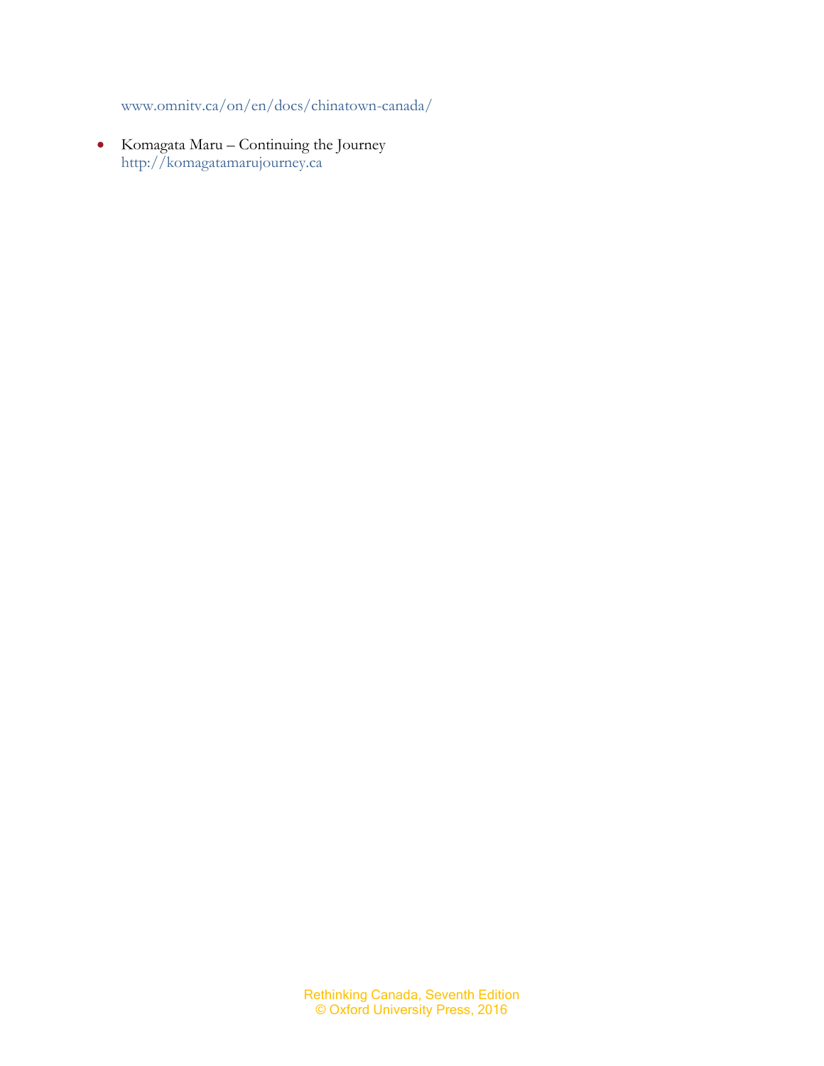www.omnitv.ca/on/en/docs/chinatown-canada/

- Komagata Maru – Continuing the Journey
  http://komagatamarujourney.ca